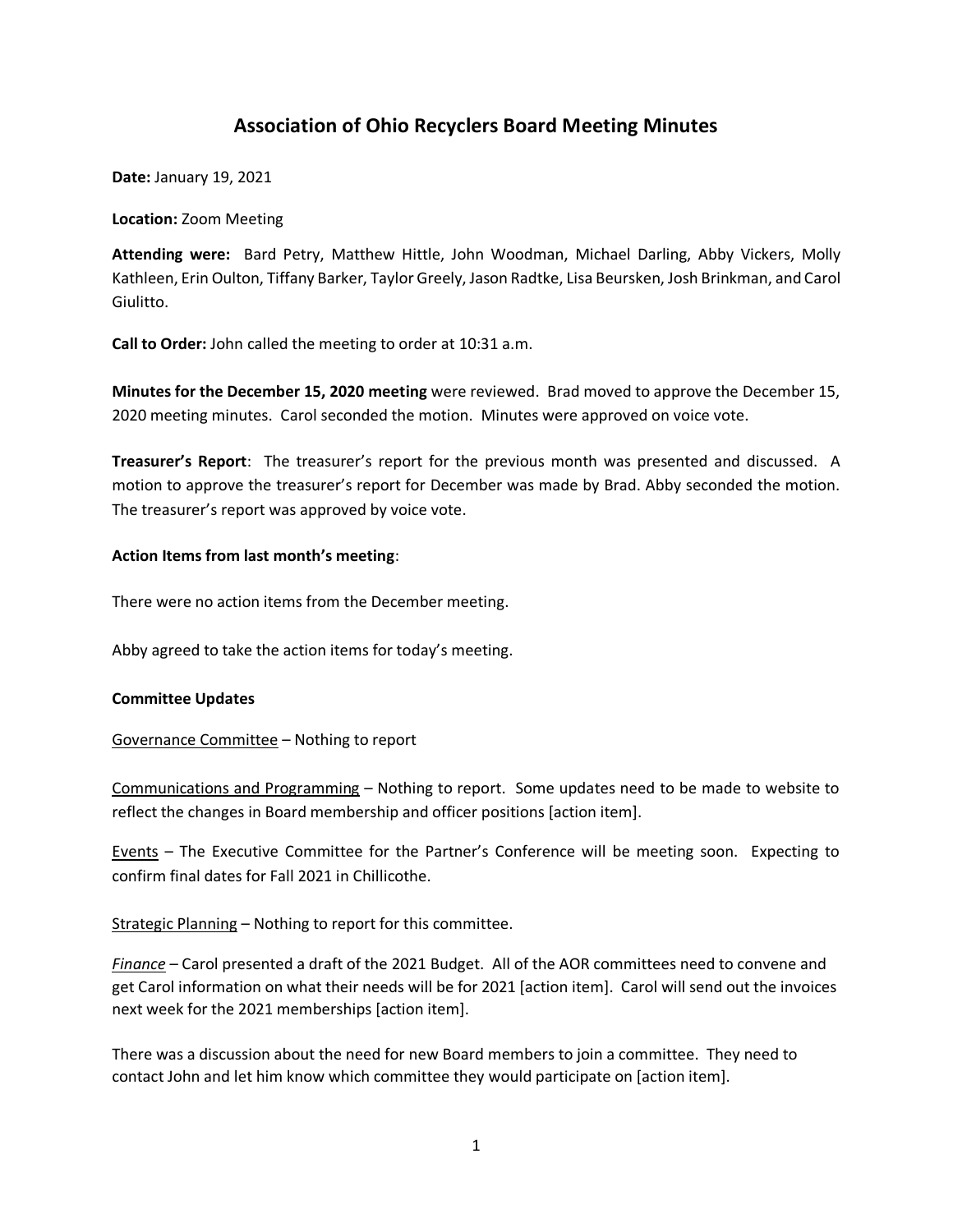# Association of Ohio Recyclers Board Meeting Minutes

**Date:** January 19, 2021

**Location:** Zoom Meeting

**Attending were:** Bard Petry, Matthew Hittle, John Woodman, Michael Darling, Abby Vickers, Molly Kathleen, Erin Oulton, Tiffany Barker, Taylor Greely, Jason Radtke, Lisa Beursken, Josh Brinkman, and Carol Giulitto.

**Call to Order:** John called the meeting to order at 10:31 a.m.

**Minutes for the December 15, 2020 meeting** were reviewed. Brad moved to approve the December 15, 2020 meeting minutes. Carol seconded the motion. Minutes were approved on voice vote.

**Treasurer's Report**: The treasurer's report for the previous month was presented and discussed. A motion to approve the treasurer's report for December was made by Brad. Abby seconded the motion. The treasurer's report was approved by voice vote.

**Action Items from last month's meeting**:

There were no action items from the December meeting.

Abby agreed to take the action items for today's meeting.

**Committee Updates**

Governance Committee – Nothing to report

Communications and Programming – Nothing to report. Some updates need to be made to website to reflect the changes in Board membership and officer positions [action item].

Events – The Executive Committee for the Partner's Conference will be meeting soon. Expecting to confirm final dates for Fall 2021 in Chillicothe.

Strategic Planning – Nothing to report for this committee.

*Finance* – Carol presented a draft of the 2021 Budget. All of the AOR committees need to convene and get Carol information on what their needs will be for 2021 [action item]. Carol will send out the invoices next week for the 2021 memberships [action item].

There was a discussion about the need for new Board members to join a committee. They need to contact John and let him know which committee they would participate on [action item].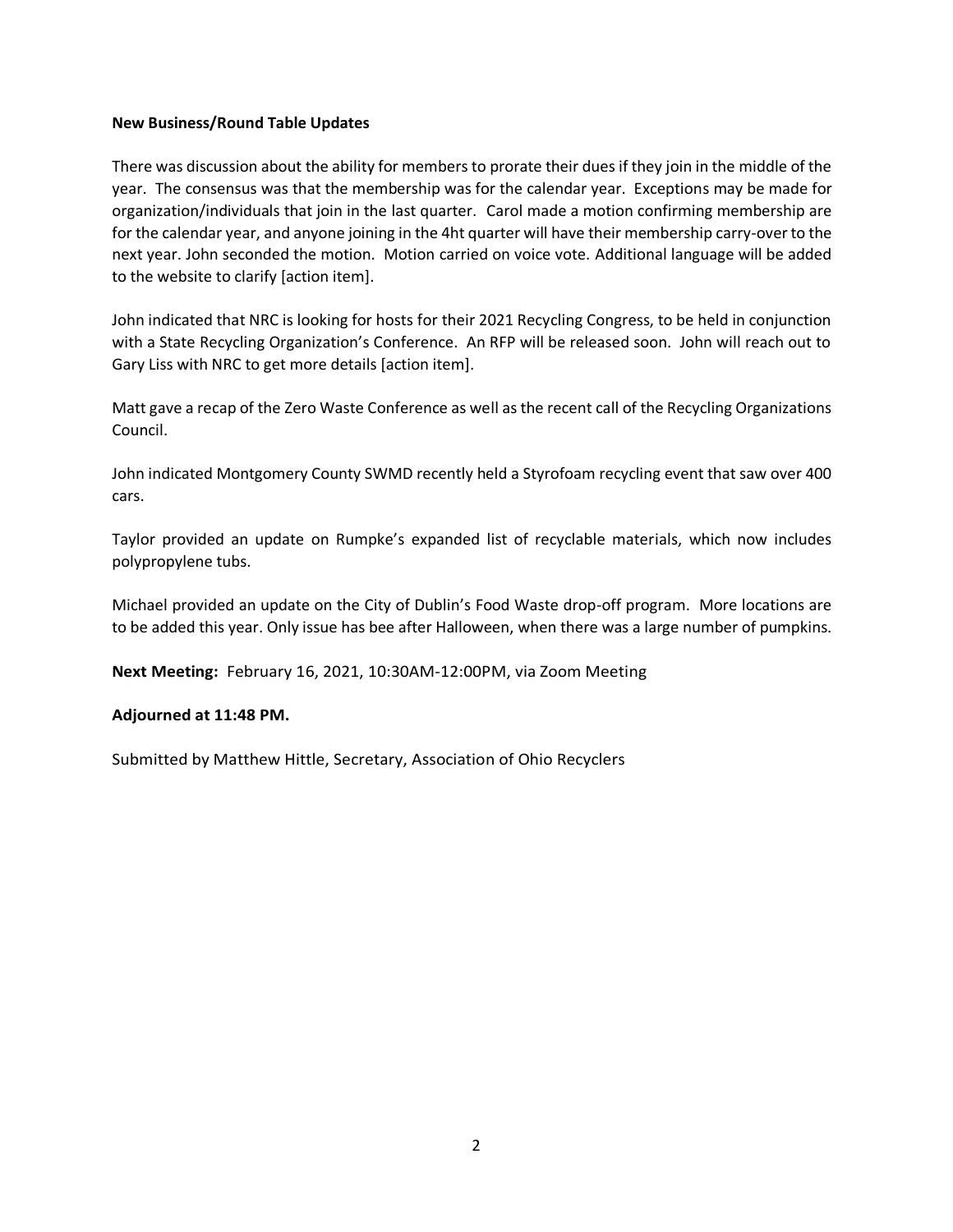**New Business/Round Table Updates**

There was discussion about the ability for members to prorate their dues if they join in the middle of the year. The consensus was that the membership was for the calendar year. Exceptions may be made for organization/individuals that join in the last quarter. Carol made a motion confirming membership are for the calendar year, and anyone joining in the 4ht quarter will have their membership carry-over to the next year. John seconded the motion. Motion carried on voice vote. Additional language will be added to the website to clarify [action item].

John indicated that NRC is looking for hosts for their 2021 Recycling Congress, to be held in conjunction with a State Recycling Organization's Conference. An RFP will be released soon. John will reach out to Gary Liss with NRC to get more details [action item].

Matt gave a recap of the Zero Waste Conference as well as the recent call of the Recycling Organizations Council.

John indicated Montgomery County SWMD recently held a Styrofoam recycling event that saw over 400 cars.

Taylor provided an update on Rumpke's expanded list of recyclable materials, which now includes polypropylene tubs.

Michael provided an update on the City of Dublin's Food Waste drop-off program. More locations are to be added this year. Only issue has bee after Halloween, when there was a large number of pumpkins.

**Next Meeting:** February 16, 2021, 10:30AM-12:00PM, via Zoom Meeting

**Adjourned at 11:48 PM.**

Submitted by Matthew Hittle, Secretary, Association of Ohio Recyclers